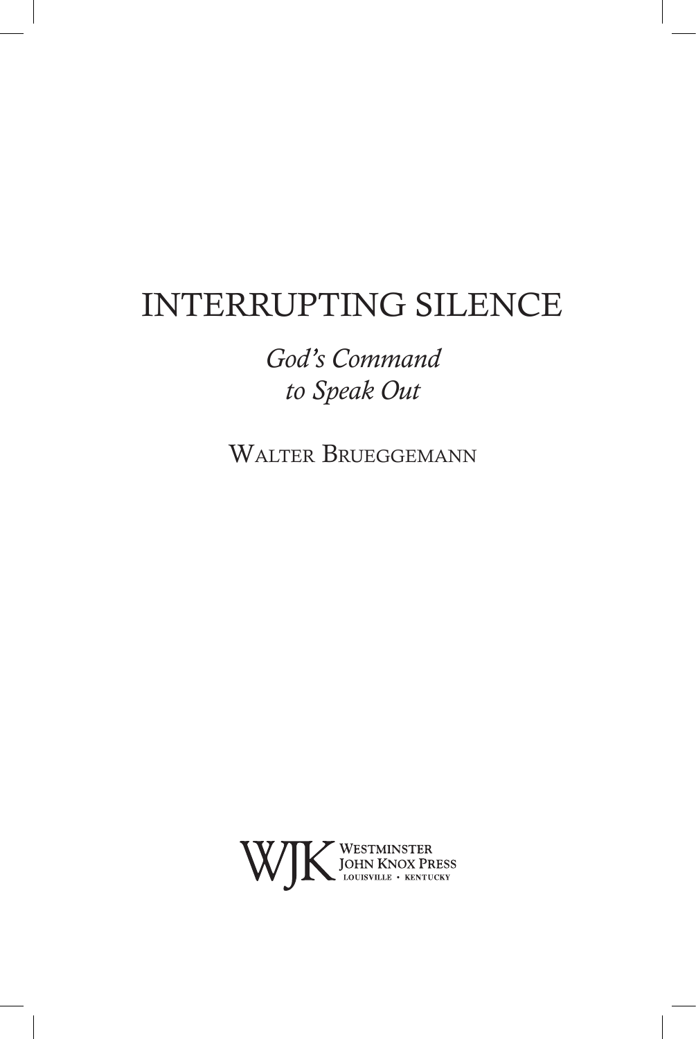# INTERRUPTING SILENCE

*God's Command to Speak Out*

Walter Brueggemann

WJK Westminster John Knox Press
Louisville • Kentucky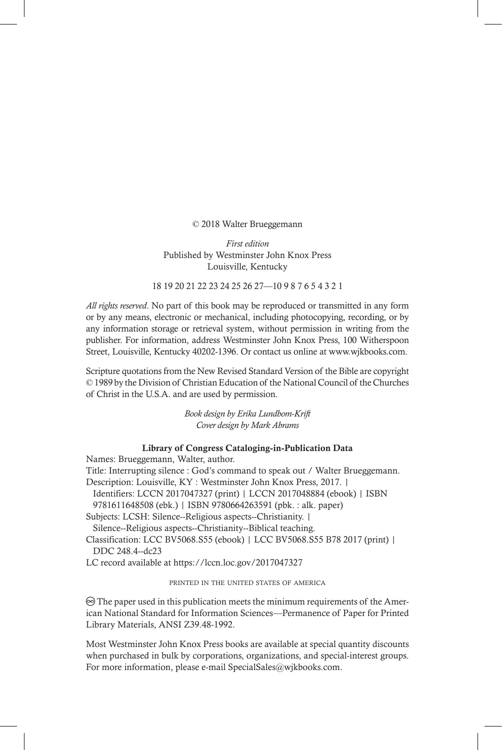© 2018 Walter Brueggemann

*First edition*
Published by Westminster John Knox Press
Louisville, Kentucky

18 19 20 21 22 23 24 25 26 27—10 9 8 7 6 5 4 3 2 1

*All rights reserved*. No part of this book may be reproduced or transmitted in any form or by any means, electronic or mechanical, including photocopying, recording, or by any information storage or retrieval system, without permission in writing from the publisher. For information, address Westminster John Knox Press, 100 Witherspoon Street, Louisville, Kentucky 40202-1396. Or contact us online at www.wjkbooks.com.

Scripture quotations from the New Revised Standard Version of the Bible are copyright © 1989 by the Division of Christian Education of the National Council of the Churches of Christ in the U.S.A. and are used by permission.

*Book design by Erika Lundbom-Krift*
*Cover design by Mark Abrams*

**Library of Congress Cataloging-in-Publication Data**

Names: Brueggemann, Walter, author.
Title: Interrupting silence : God's command to speak out / Walter Brueggemann.
Description: Louisville, KY : Westminster John Knox Press, 2017. |
Identifiers: LCCN 2017047327 (print) | LCCN 2017048884 (ebook) | ISBN 9781611648508 (ebk.) | ISBN 9780664263591 (pbk. : alk. paper)
Subjects: LCSH: Silence--Religious aspects--Christianity. | Silence--Religious aspects--Christianity--Biblical teaching.
Classification: LCC BV5068.S55 (ebook) | LCC BV5068.S55 B78 2017 (print) | DDC 248.4--dc23
LC record available at https://lccn.loc.gov/2017047327

PRINTED IN THE UNITED STATES OF AMERICA

♾ The paper used in this publication meets the minimum requirements of the American National Standard for Information Sciences—Permanence of Paper for Printed Library Materials, ANSI Z39.48-1992.

Most Westminster John Knox Press books are available at special quantity discounts when purchased in bulk by corporations, organizations, and special-interest groups. For more information, please e-mail SpecialSales@wjkbooks.com.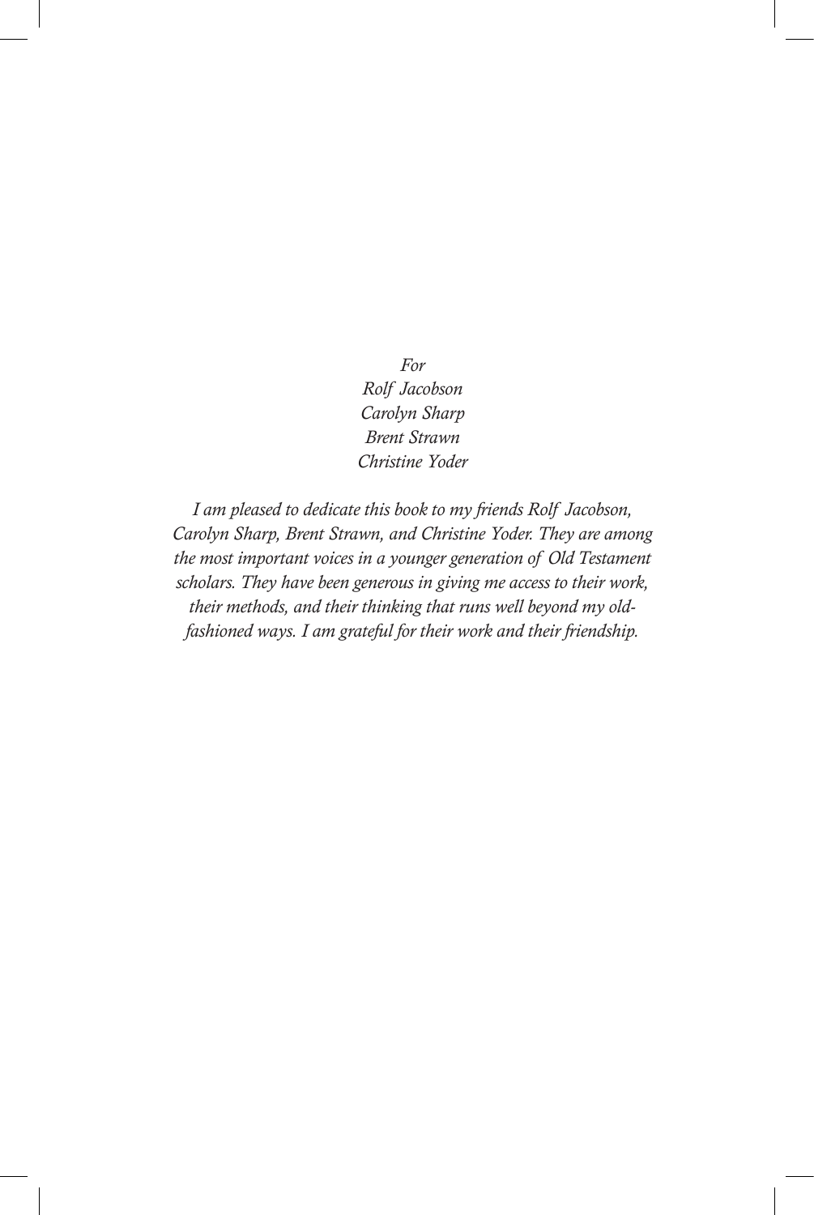*For*
*Rolf Jacobson*
*Carolyn Sharp*
*Brent Strawn*
*Christine Yoder*

*I am pleased to dedicate this book to my friends Rolf Jacobson, Carolyn Sharp, Brent Strawn, and Christine Yoder. They are among the most important voices in a younger generation of Old Testament scholars. They have been generous in giving me access to their work, their methods, and their thinking that runs well beyond my old-fashioned ways. I am grateful for their work and their friendship.*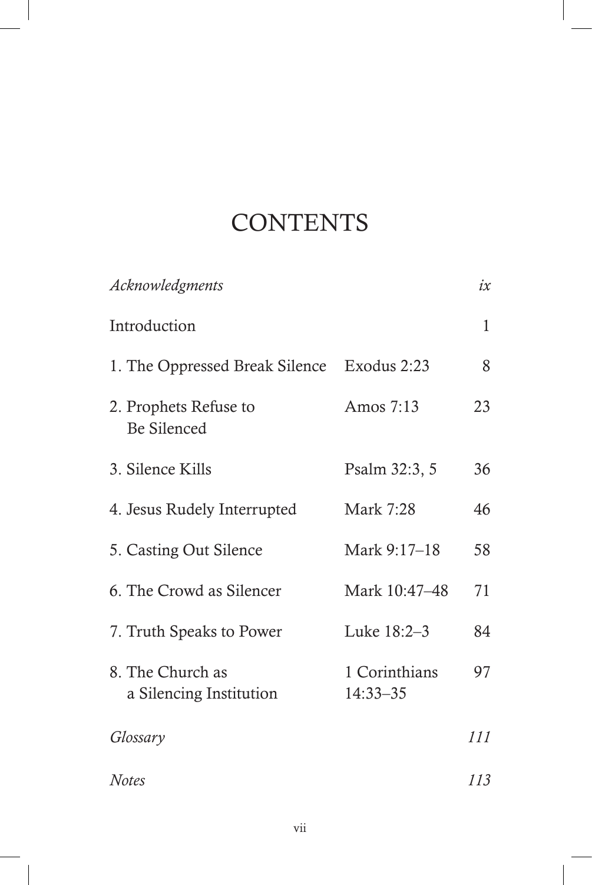# CONTENTS

| | | |
|---|---|---|
| *Acknowledgments* | | *ix* |
| Introduction | | 1 |
| 1. The Oppressed Break Silence | Exodus 2:23 | 8 |
| 2. Prophets Refuse to Be Silenced | Amos 7:13 | 23 |
| 3. Silence Kills | Psalm 32:3, 5 | 36 |
| 4. Jesus Rudely Interrupted | Mark 7:28 | 46 |
| 5. Casting Out Silence | Mark 9:17–18 | 58 |
| 6. The Crowd as Silencer | Mark 10:47–48 | 71 |
| 7. Truth Speaks to Power | Luke 18:2–3 | 84 |
| 8. The Church as a Silencing Institution | 1 Corinthians 14:33–35 | 97 |
| *Glossary* | | *111* |
| *Notes* | | *113* |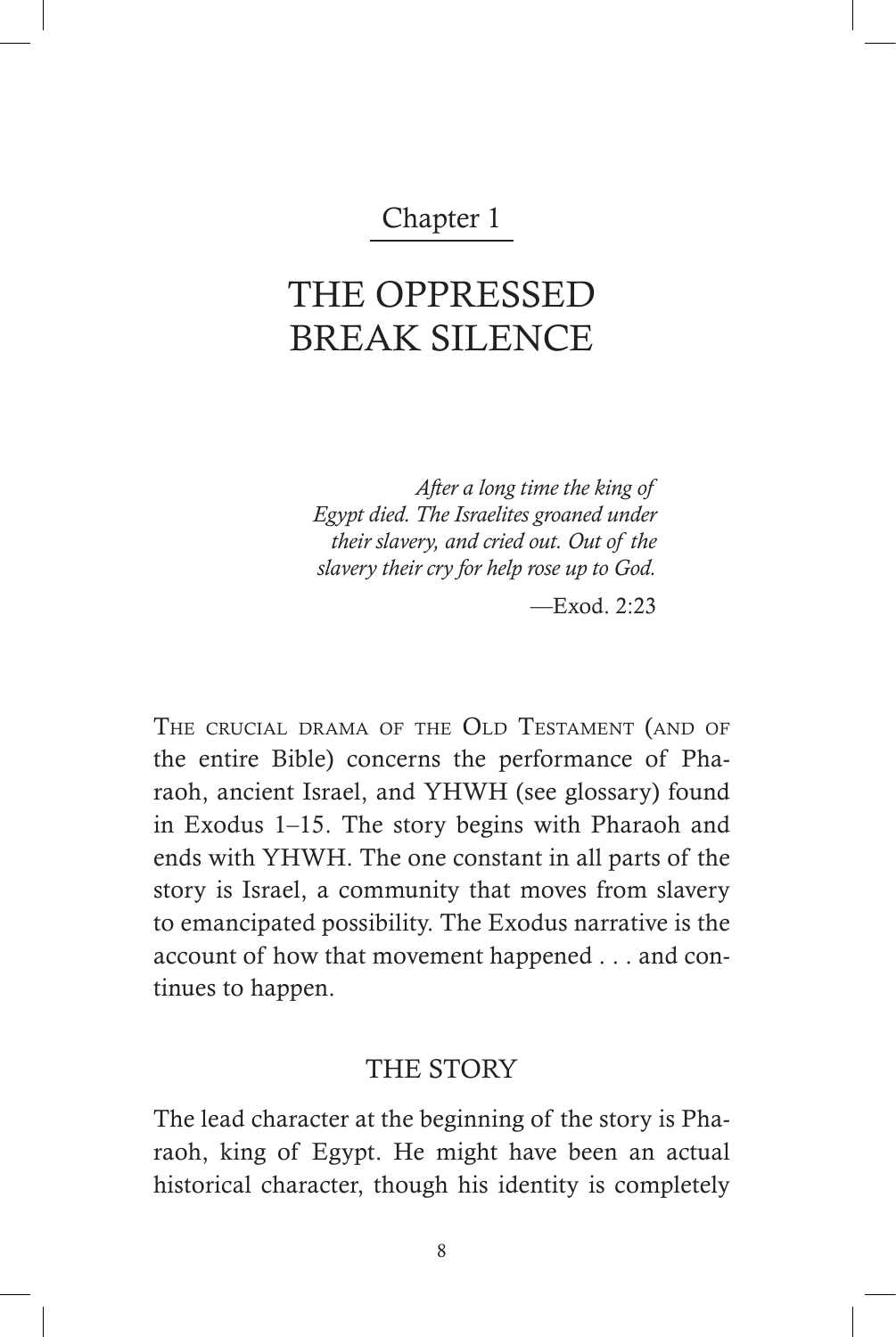## Chapter 1

# THE OPPRESSED BREAK SILENCE

> *After a long time the king of Egypt died. The Israelites groaned under their slavery, and cried out. Out of the slavery their cry for help rose up to God.*
>
> —Exod. 2:23

The crucial drama of the Old Testament (and of the entire Bible) concerns the performance of Pharaoh, ancient Israel, and YHWH (see glossary) found in Exodus 1–15. The story begins with Pharaoh and ends with YHWH. The one constant in all parts of the story is Israel, a community that moves from slavery to emancipated possibility. The Exodus narrative is the account of how that movement happened . . . and continues to happen.

## THE STORY

The lead character at the beginning of the story is Pharaoh, king of Egypt. He might have been an actual historical character, though his identity is completely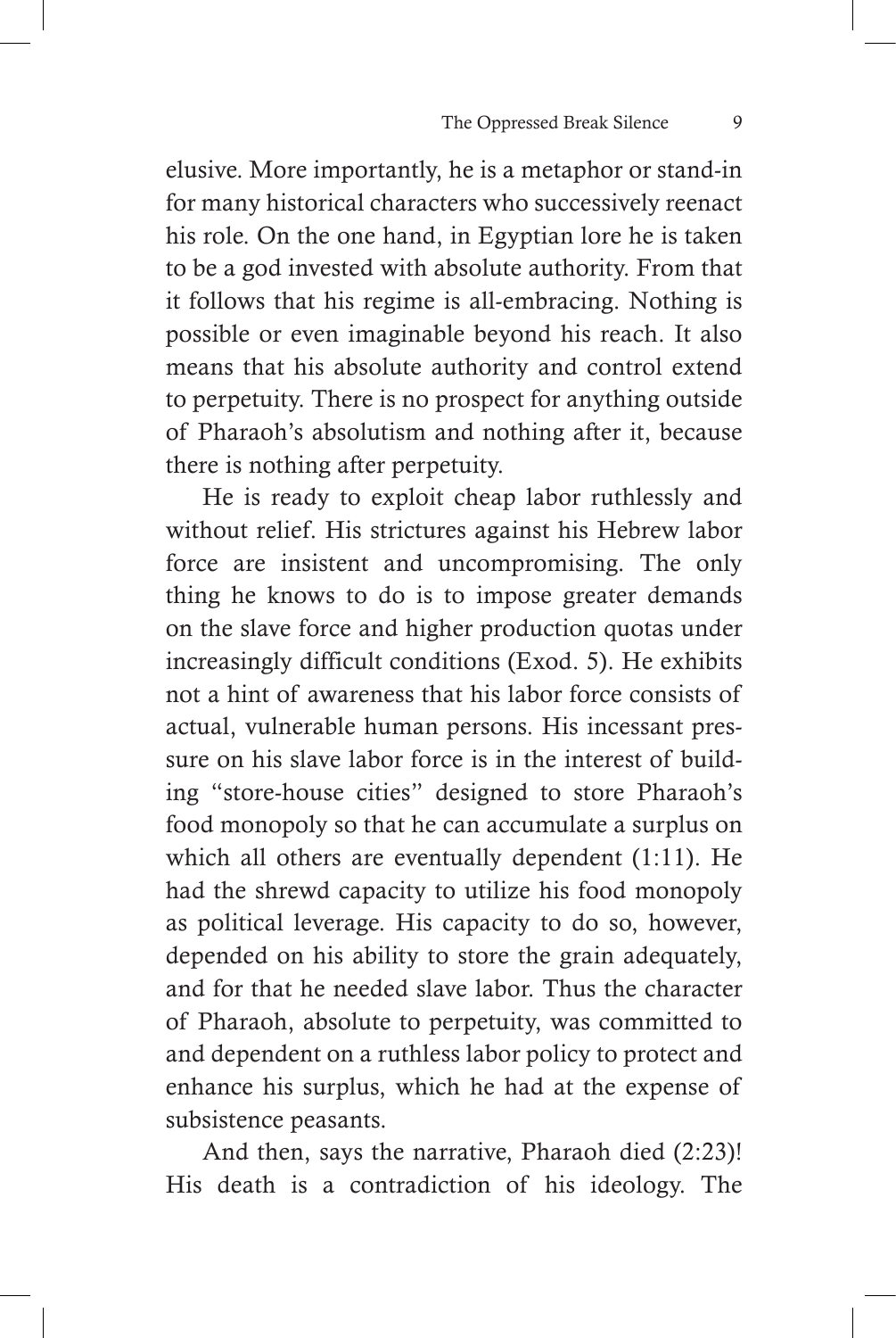elusive. More importantly, he is a metaphor or stand-in for many historical characters who successively reenact his role. On the one hand, in Egyptian lore he is taken to be a god invested with absolute authority. From that it follows that his regime is all-embracing. Nothing is possible or even imaginable beyond his reach. It also means that his absolute authority and control extend to perpetuity. There is no prospect for anything outside of Pharaoh's absolutism and nothing after it, because there is nothing after perpetuity.

He is ready to exploit cheap labor ruthlessly and without relief. His strictures against his Hebrew labor force are insistent and uncompromising. The only thing he knows to do is to impose greater demands on the slave force and higher production quotas under increasingly difficult conditions (Exod. 5). He exhibits not a hint of awareness that his labor force consists of actual, vulnerable human persons. His incessant pressure on his slave labor force is in the interest of building "store-house cities" designed to store Pharaoh's food monopoly so that he can accumulate a surplus on which all others are eventually dependent (1:11). He had the shrewd capacity to utilize his food monopoly as political leverage. His capacity to do so, however, depended on his ability to store the grain adequately, and for that he needed slave labor. Thus the character of Pharaoh, absolute to perpetuity, was committed to and dependent on a ruthless labor policy to protect and enhance his surplus, which he had at the expense of subsistence peasants.

And then, says the narrative, Pharaoh died (2:23)! His death is a contradiction of his ideology. The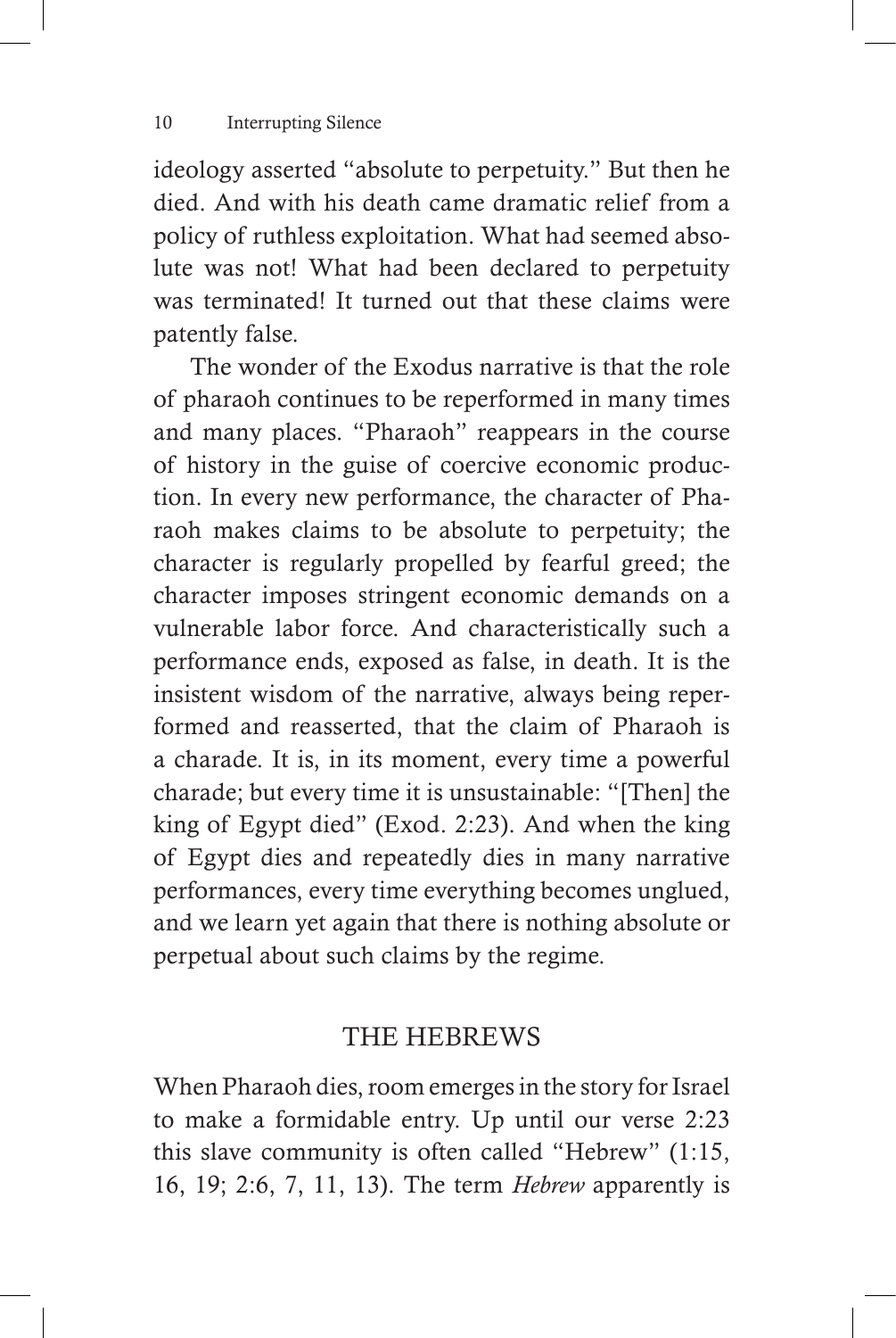ideology asserted "absolute to perpetuity." But then he died. And with his death came dramatic relief from a policy of ruthless exploitation. What had seemed absolute was not! What had been declared to perpetuity was terminated! It turned out that these claims were patently false.

The wonder of the Exodus narrative is that the role of pharaoh continues to be reperformed in many times and many places. "Pharaoh" reappears in the course of history in the guise of coercive economic production. In every new performance, the character of Pharaoh makes claims to be absolute to perpetuity; the character is regularly propelled by fearful greed; the character imposes stringent economic demands on a vulnerable labor force. And characteristically such a performance ends, exposed as false, in death. It is the insistent wisdom of the narrative, always being reperformed and reasserted, that the claim of Pharaoh is a charade. It is, in its moment, every time a powerful charade; but every time it is unsustainable: "[Then] the king of Egypt died" (Exod. 2:23). And when the king of Egypt dies and repeatedly dies in many narrative performances, every time everything becomes unglued, and we learn yet again that there is nothing absolute or perpetual about such claims by the regime.

## THE HEBREWS

When Pharaoh dies, room emerges in the story for Israel to make a formidable entry. Up until our verse 2:23 this slave community is often called "Hebrew" (1:15, 16, 19; 2:6, 7, 11, 13). The term *Hebrew* apparently is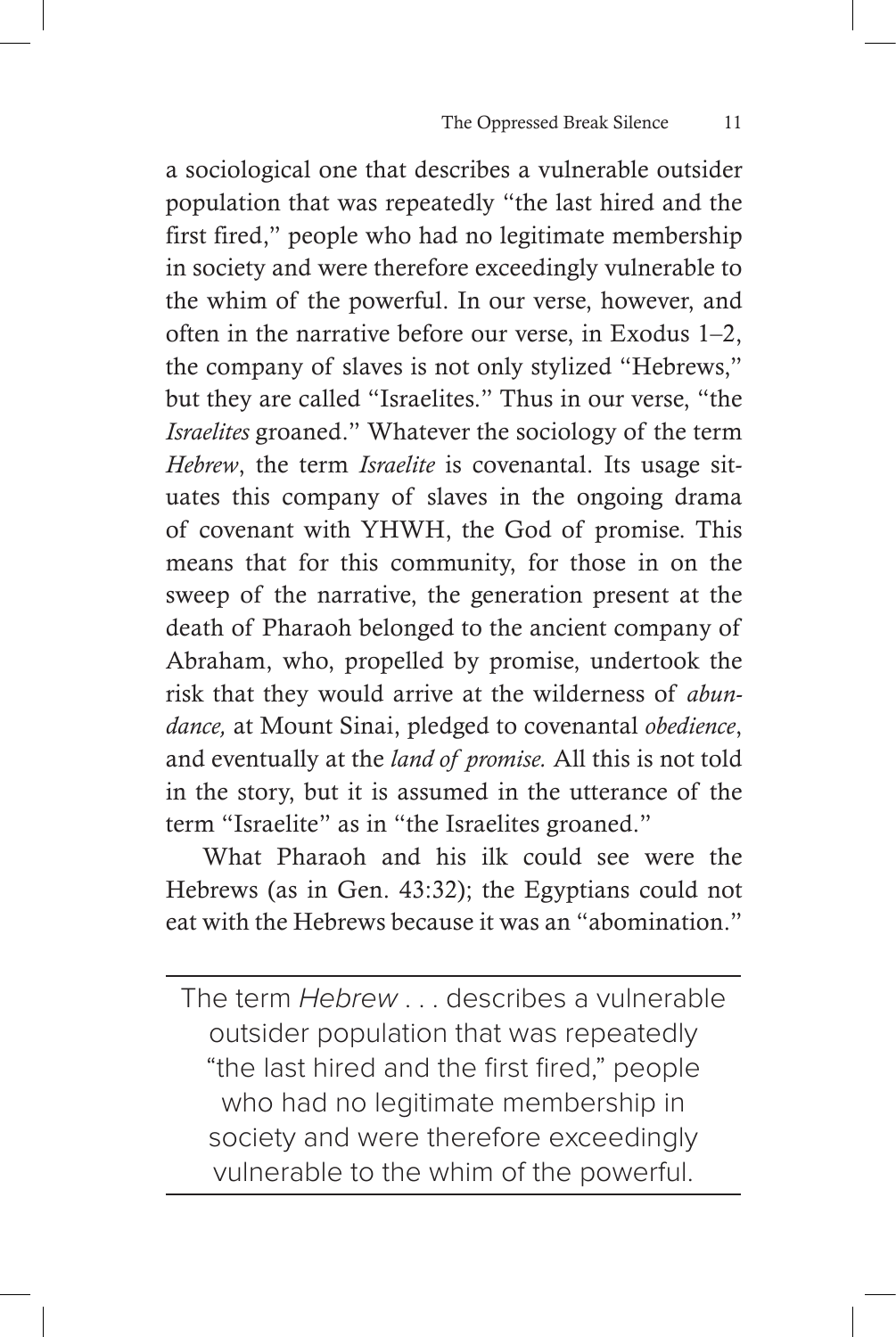a sociological one that describes a vulnerable outsider population that was repeatedly "the last hired and the first fired," people who had no legitimate membership in society and were therefore exceedingly vulnerable to the whim of the powerful. In our verse, however, and often in the narrative before our verse, in Exodus 1–2, the company of slaves is not only stylized "Hebrews," but they are called "Israelites." Thus in our verse, "the *Israelites* groaned." Whatever the sociology of the term *Hebrew*, the term *Israelite* is covenantal. Its usage situates this company of slaves in the ongoing drama of covenant with YHWH, the God of promise. This means that for this community, for those in on the sweep of the narrative, the generation present at the death of Pharaoh belonged to the ancient company of Abraham, who, propelled by promise, undertook the risk that they would arrive at the wilderness of *abundance,* at Mount Sinai, pledged to covenantal *obedience*, and eventually at the *land of promise.* All this is not told in the story, but it is assumed in the utterance of the term "Israelite" as in "the Israelites groaned."

What Pharaoh and his ilk could see were the Hebrews (as in Gen. 43:32); the Egyptians could not eat with the Hebrews because it was an "abomination."

> The term *Hebrew* . . . describes a vulnerable outsider population that was repeatedly "the last hired and the first fired," people who had no legitimate membership in society and were therefore exceedingly vulnerable to the whim of the powerful.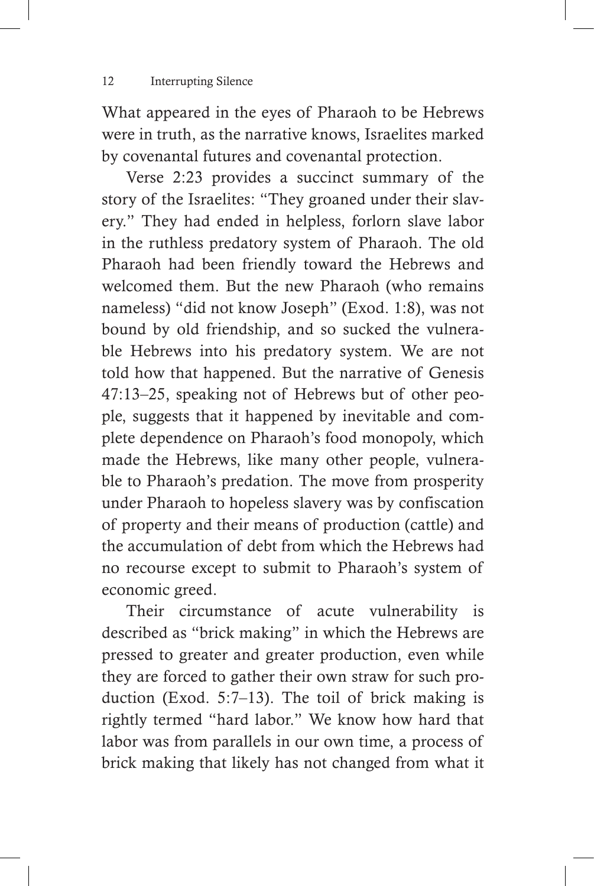What appeared in the eyes of Pharaoh to be Hebrews were in truth, as the narrative knows, Israelites marked by covenantal futures and covenantal protection.

Verse 2:23 provides a succinct summary of the story of the Israelites: "They groaned under their slavery." They had ended in helpless, forlorn slave labor in the ruthless predatory system of Pharaoh. The old Pharaoh had been friendly toward the Hebrews and welcomed them. But the new Pharaoh (who remains nameless) "did not know Joseph" (Exod. 1:8), was not bound by old friendship, and so sucked the vulnerable Hebrews into his predatory system. We are not told how that happened. But the narrative of Genesis 47:13–25, speaking not of Hebrews but of other people, suggests that it happened by inevitable and complete dependence on Pharaoh's food monopoly, which made the Hebrews, like many other people, vulnerable to Pharaoh's predation. The move from prosperity under Pharaoh to hopeless slavery was by confiscation of property and their means of production (cattle) and the accumulation of debt from which the Hebrews had no recourse except to submit to Pharaoh's system of economic greed.

Their circumstance of acute vulnerability is described as "brick making" in which the Hebrews are pressed to greater and greater production, even while they are forced to gather their own straw for such production (Exod. 5:7–13). The toil of brick making is rightly termed "hard labor." We know how hard that labor was from parallels in our own time, a process of brick making that likely has not changed from what it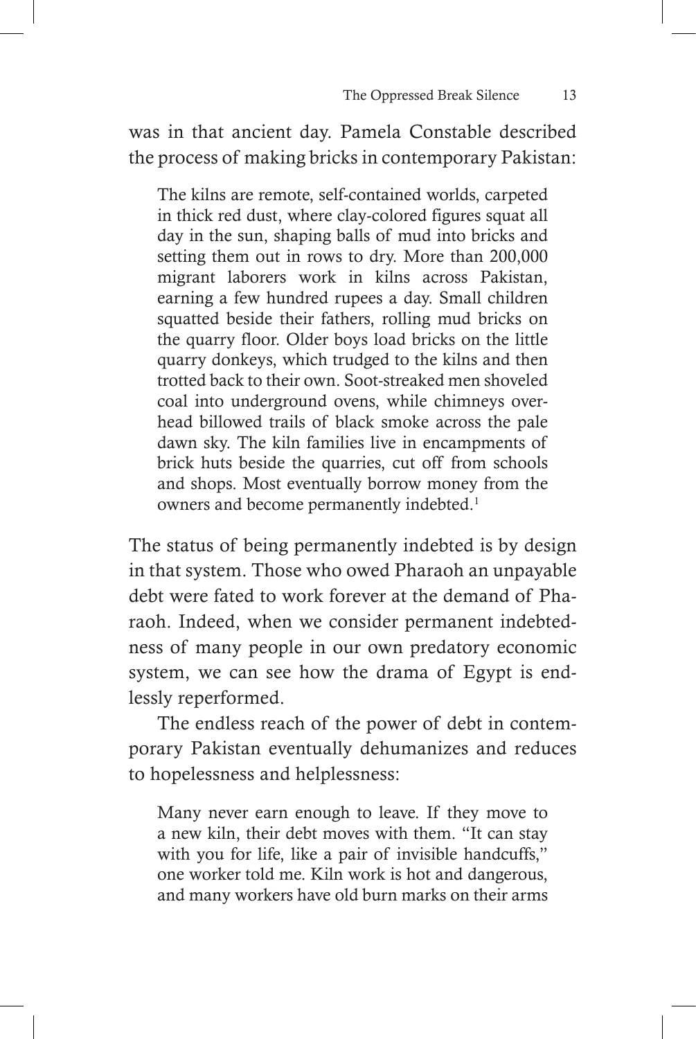was in that ancient day. Pamela Constable described the process of making bricks in contemporary Pakistan:

> The kilns are remote, self-contained worlds, carpeted in thick red dust, where clay-colored figures squat all day in the sun, shaping balls of mud into bricks and setting them out in rows to dry. More than 200,000 migrant laborers work in kilns across Pakistan, earning a few hundred rupees a day. Small children squatted beside their fathers, rolling mud bricks on the quarry floor. Older boys load bricks on the little quarry donkeys, which trudged to the kilns and then trotted back to their own. Soot-streaked men shoveled coal into underground ovens, while chimneys overhead billowed trails of black smoke across the pale dawn sky. The kiln families live in encampments of brick huts beside the quarries, cut off from schools and shops. Most eventually borrow money from the owners and become permanently indebted.[1]

The status of being permanently indebted is by design in that system. Those who owed Pharaoh an unpayable debt were fated to work forever at the demand of Pharaoh. Indeed, when we consider permanent indebtedness of many people in our own predatory economic system, we can see how the drama of Egypt is endlessly reperformed.

The endless reach of the power of debt in contemporary Pakistan eventually dehumanizes and reduces to hopelessness and helplessness:

> Many never earn enough to leave. If they move to a new kiln, their debt moves with them. "It can stay with you for life, like a pair of invisible handcuffs," one worker told me. Kiln work is hot and dangerous, and many workers have old burn marks on their arms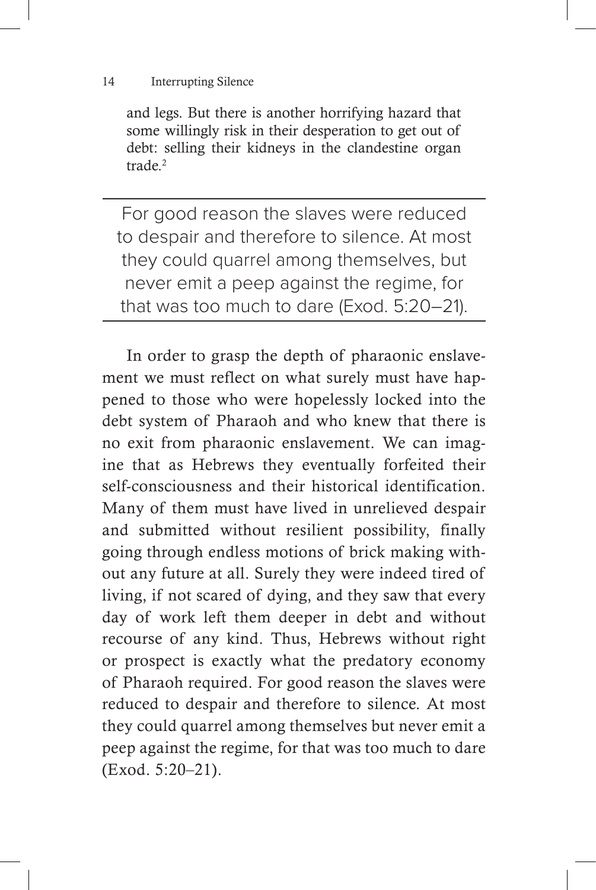and legs. But there is another horrifying hazard that some willingly risk in their desperation to get out of debt: selling their kidneys in the clandestine organ trade.[2]

> For good reason the slaves were reduced to despair and therefore to silence. At most they could quarrel among themselves, but never emit a peep against the regime, for that was too much to dare (Exod. 5:20–21).

In order to grasp the depth of pharaonic enslavement we must reflect on what surely must have happened to those who were hopelessly locked into the debt system of Pharaoh and who knew that there is no exit from pharaonic enslavement. We can imagine that as Hebrews they eventually forfeited their self-consciousness and their historical identification. Many of them must have lived in unrelieved despair and submitted without resilient possibility, finally going through endless motions of brick making without any future at all. Surely they were indeed tired of living, if not scared of dying, and they saw that every day of work left them deeper in debt and without recourse of any kind. Thus, Hebrews without right or prospect is exactly what the predatory economy of Pharaoh required. For good reason the slaves were reduced to despair and therefore to silence. At most they could quarrel among themselves but never emit a peep against the regime, for that was too much to dare (Exod. 5:20–21).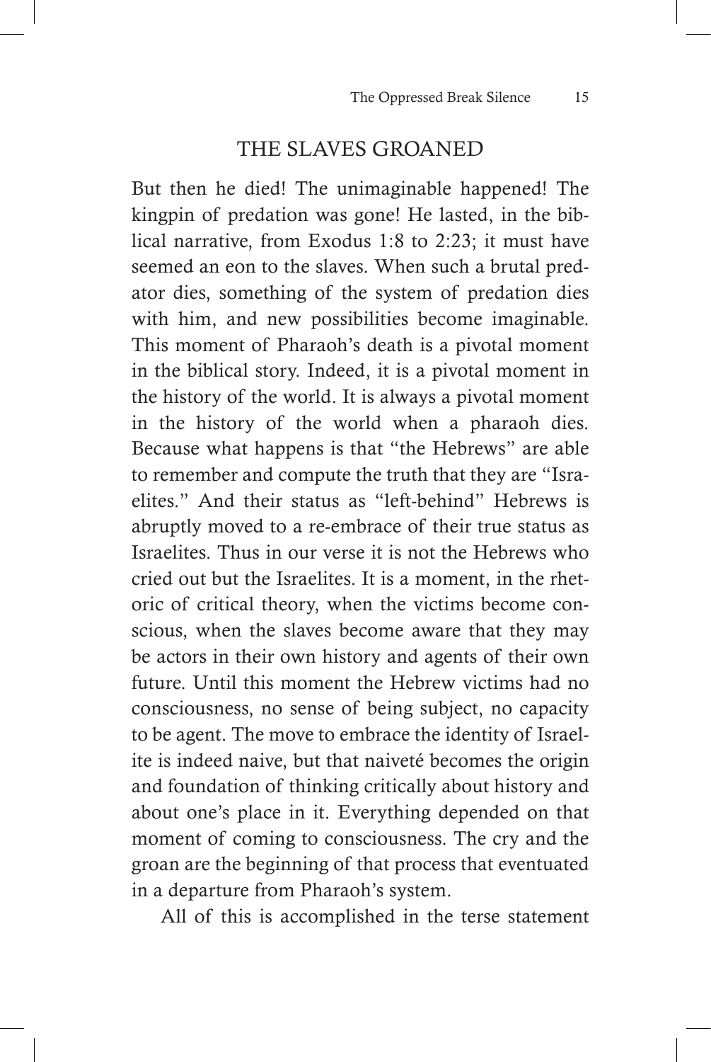## THE SLAVES GROANED

But then he died! The unimaginable happened! The kingpin of predation was gone! He lasted, in the biblical narrative, from Exodus 1:8 to 2:23; it must have seemed an eon to the slaves. When such a brutal predator dies, something of the system of predation dies with him, and new possibilities become imaginable. This moment of Pharaoh's death is a pivotal moment in the biblical story. Indeed, it is a pivotal moment in the history of the world. It is always a pivotal moment in the history of the world when a pharaoh dies. Because what happens is that "the Hebrews" are able to remember and compute the truth that they are "Israelites." And their status as "left-behind" Hebrews is abruptly moved to a re-embrace of their true status as Israelites. Thus in our verse it is not the Hebrews who cried out but the Israelites. It is a moment, in the rhetoric of critical theory, when the victims become conscious, when the slaves become aware that they may be actors in their own history and agents of their own future. Until this moment the Hebrew victims had no consciousness, no sense of being subject, no capacity to be agent. The move to embrace the identity of Israelite is indeed naive, but that naiveté becomes the origin and foundation of thinking critically about history and about one's place in it. Everything depended on that moment of coming to consciousness. The cry and the groan are the beginning of that process that eventuated in a departure from Pharaoh's system.

All of this is accomplished in the terse statement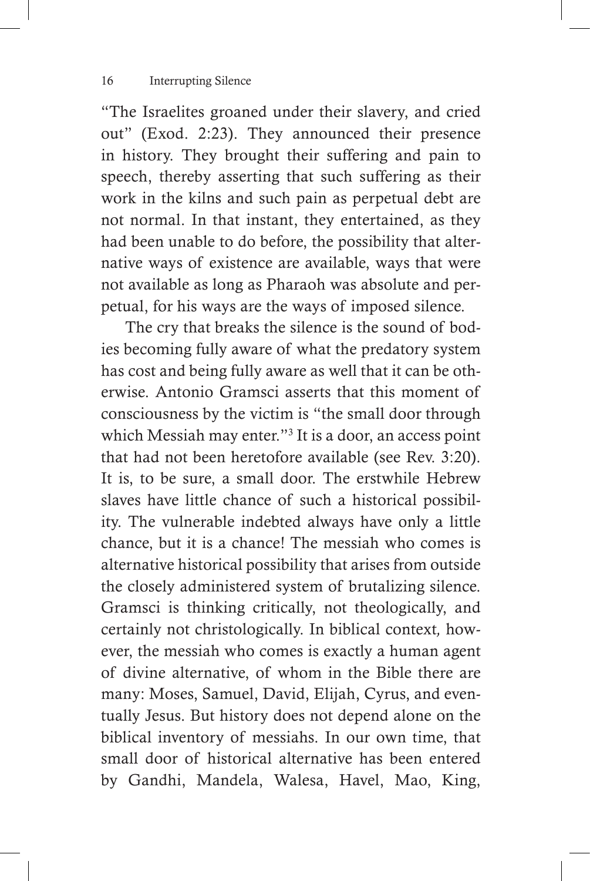"The Israelites groaned under their slavery, and cried out" (Exod. 2:23). They announced their presence in history. They brought their suffering and pain to speech, thereby asserting that such suffering as their work in the kilns and such pain as perpetual debt are not normal. In that instant, they entertained, as they had been unable to do before, the possibility that alternative ways of existence are available, ways that were not available as long as Pharaoh was absolute and perpetual, for his ways are the ways of imposed silence.

The cry that breaks the silence is the sound of bodies becoming fully aware of what the predatory system has cost and being fully aware as well that it can be otherwise. Antonio Gramsci asserts that this moment of consciousness by the victim is "the small door through which Messiah may enter."[3] It is a door, an access point that had not been heretofore available (see Rev. 3:20). It is, to be sure, a small door. The erstwhile Hebrew slaves have little chance of such a historical possibility. The vulnerable indebted always have only a little chance, but it is a chance! The messiah who comes is alternative historical possibility that arises from outside the closely administered system of brutalizing silence. Gramsci is thinking critically, not theologically, and certainly not christologically. In biblical context, however, the messiah who comes is exactly a human agent of divine alternative, of whom in the Bible there are many: Moses, Samuel, David, Elijah, Cyrus, and eventually Jesus. But history does not depend alone on the biblical inventory of messiahs. In our own time, that small door of historical alternative has been entered by Gandhi, Mandela, Walesa, Havel, Mao, King,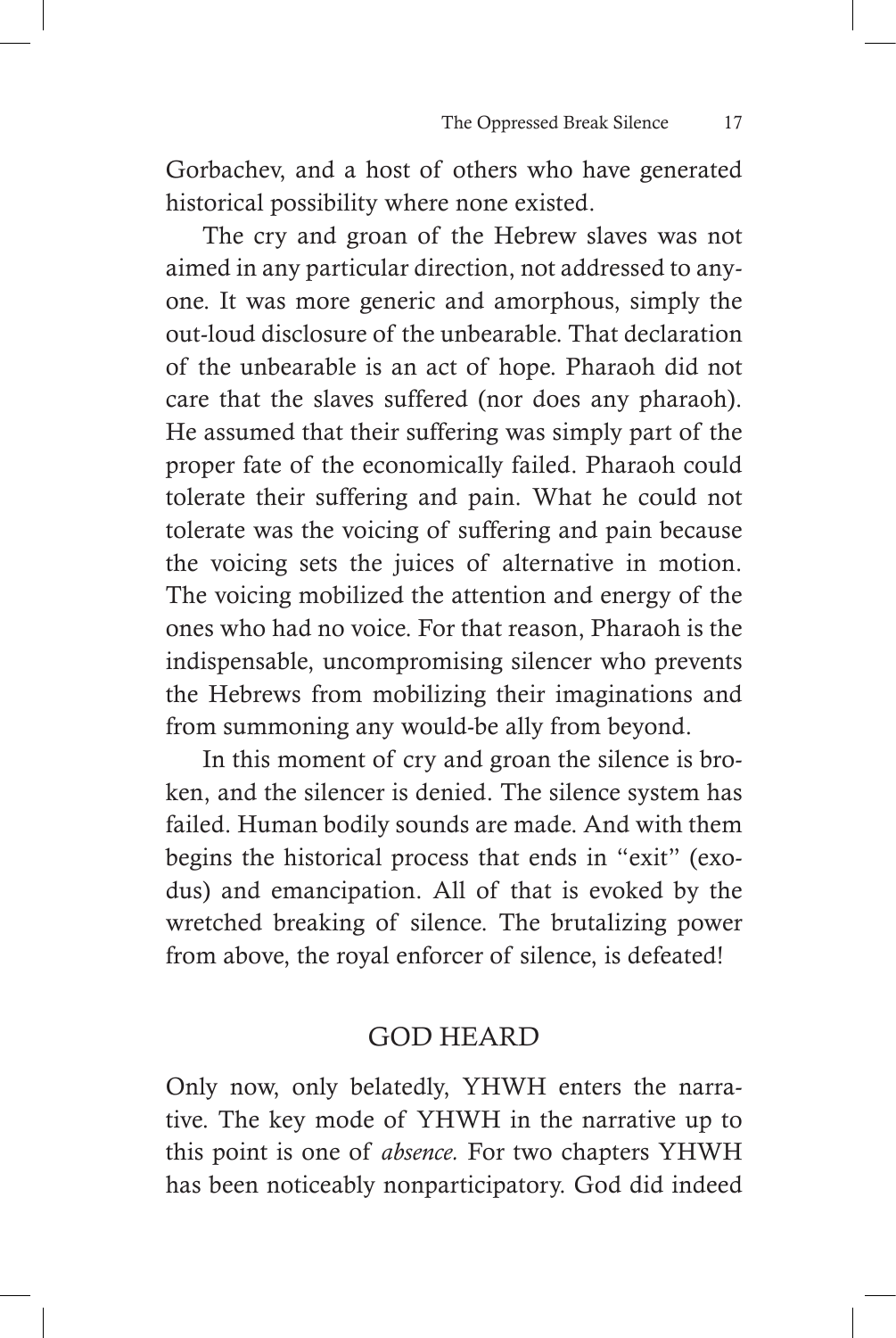Gorbachev, and a host of others who have generated historical possibility where none existed.

The cry and groan of the Hebrew slaves was not aimed in any particular direction, not addressed to anyone. It was more generic and amorphous, simply the out-loud disclosure of the unbearable. That declaration of the unbearable is an act of hope. Pharaoh did not care that the slaves suffered (nor does any pharaoh). He assumed that their suffering was simply part of the proper fate of the economically failed. Pharaoh could tolerate their suffering and pain. What he could not tolerate was the voicing of suffering and pain because the voicing sets the juices of alternative in motion. The voicing mobilized the attention and energy of the ones who had no voice. For that reason, Pharaoh is the indispensable, uncompromising silencer who prevents the Hebrews from mobilizing their imaginations and from summoning any would-be ally from beyond.

In this moment of cry and groan the silence is broken, and the silencer is denied. The silence system has failed. Human bodily sounds are made. And with them begins the historical process that ends in "exit" (exodus) and emancipation. All of that is evoked by the wretched breaking of silence. The brutalizing power from above, the royal enforcer of silence, is defeated!

## GOD HEARD

Only now, only belatedly, YHWH enters the narrative. The key mode of YHWH in the narrative up to this point is one of *absence.* For two chapters YHWH has been noticeably nonparticipatory. God did indeed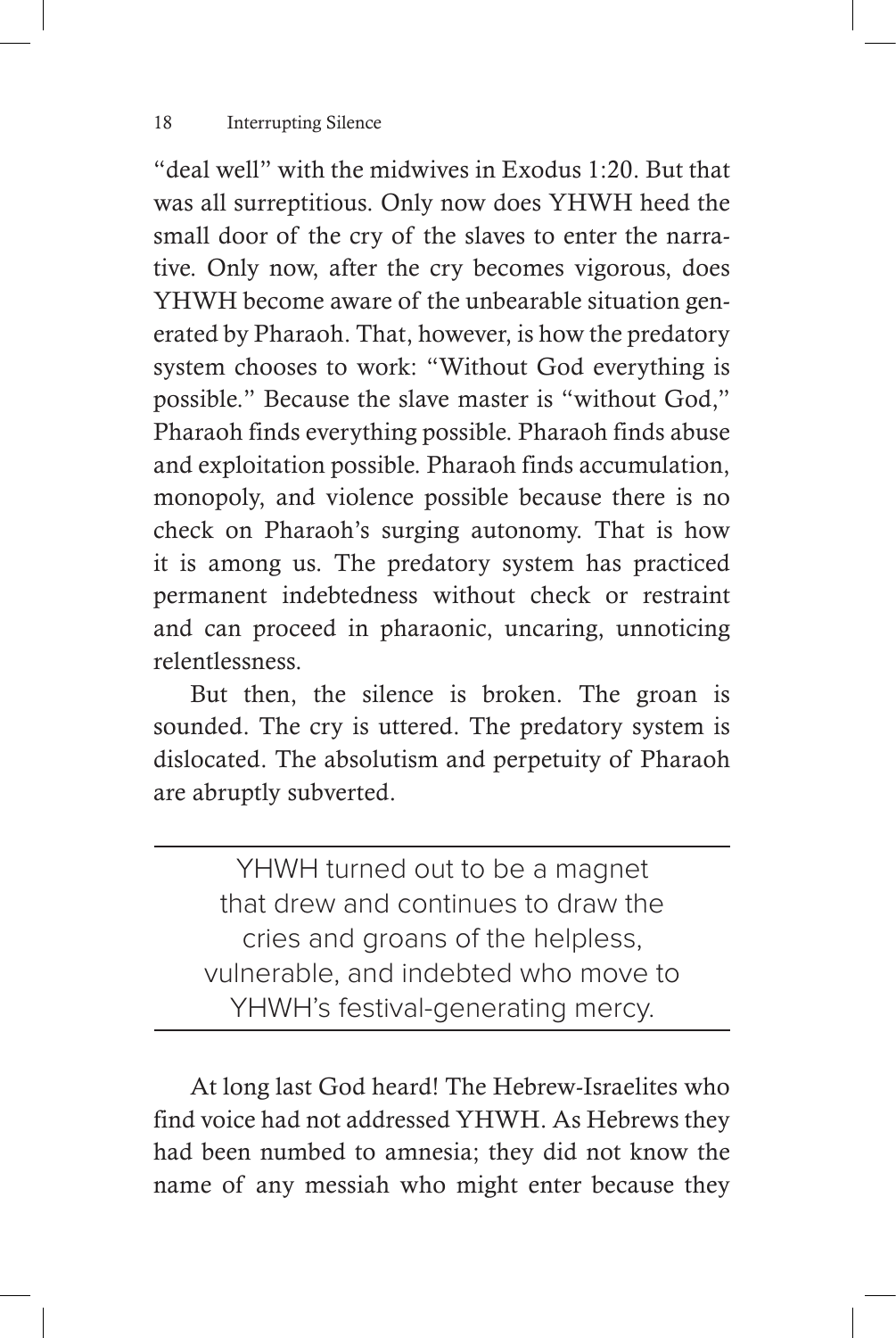"deal well" with the midwives in Exodus 1:20. But that was all surreptitious. Only now does YHWH heed the small door of the cry of the slaves to enter the narrative. Only now, after the cry becomes vigorous, does YHWH become aware of the unbearable situation generated by Pharaoh. That, however, is how the predatory system chooses to work: "Without God everything is possible." Because the slave master is "without God," Pharaoh finds everything possible. Pharaoh finds abuse and exploitation possible. Pharaoh finds accumulation, monopoly, and violence possible because there is no check on Pharaoh's surging autonomy. That is how it is among us. The predatory system has practiced permanent indebtedness without check or restraint and can proceed in pharaonic, uncaring, unnoticing relentlessness.

But then, the silence is broken. The groan is sounded. The cry is uttered. The predatory system is dislocated. The absolutism and perpetuity of Pharaoh are abruptly subverted.

> YHWH turned out to be a magnet that drew and continues to draw the cries and groans of the helpless, vulnerable, and indebted who move to YHWH's festival-generating mercy.

At long last God heard! The Hebrew-Israelites who find voice had not addressed YHWH. As Hebrews they had been numbed to amnesia; they did not know the name of any messiah who might enter because they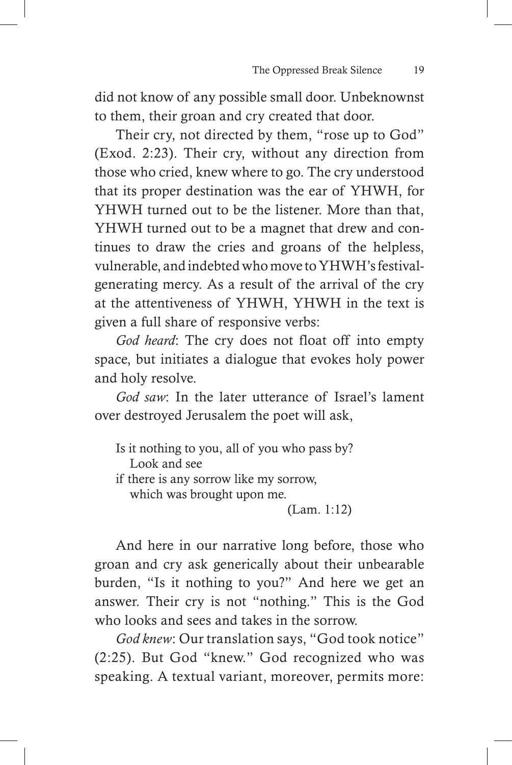did not know of any possible small door. Unbeknownst to them, their groan and cry created that door.

Their cry, not directed by them, "rose up to God" (Exod. 2:23). Their cry, without any direction from those who cried, knew where to go. The cry understood that its proper destination was the ear of YHWH, for YHWH turned out to be the listener. More than that, YHWH turned out to be a magnet that drew and continues to draw the cries and groans of the helpless, vulnerable, and indebted who move to YHWH's festival-generating mercy. As a result of the arrival of the cry at the attentiveness of YHWH, YHWH in the text is given a full share of responsive verbs:

*God heard*: The cry does not float off into empty space, but initiates a dialogue that evokes holy power and holy resolve.

*God saw*: In the later utterance of Israel's lament over destroyed Jerusalem the poet will ask,

> Is it nothing to you, all of you who pass by?
> Look and see
> if there is any sorrow like my sorrow,
> which was brought upon me.
> (Lam. 1:12)

And here in our narrative long before, those who groan and cry ask generically about their unbearable burden, "Is it nothing to you?" And here we get an answer. Their cry is not "nothing." This is the God who looks and sees and takes in the sorrow.

*God knew*: Our translation says, "God took notice" (2:25). But God "knew." God recognized who was speaking. A textual variant, moreover, permits more: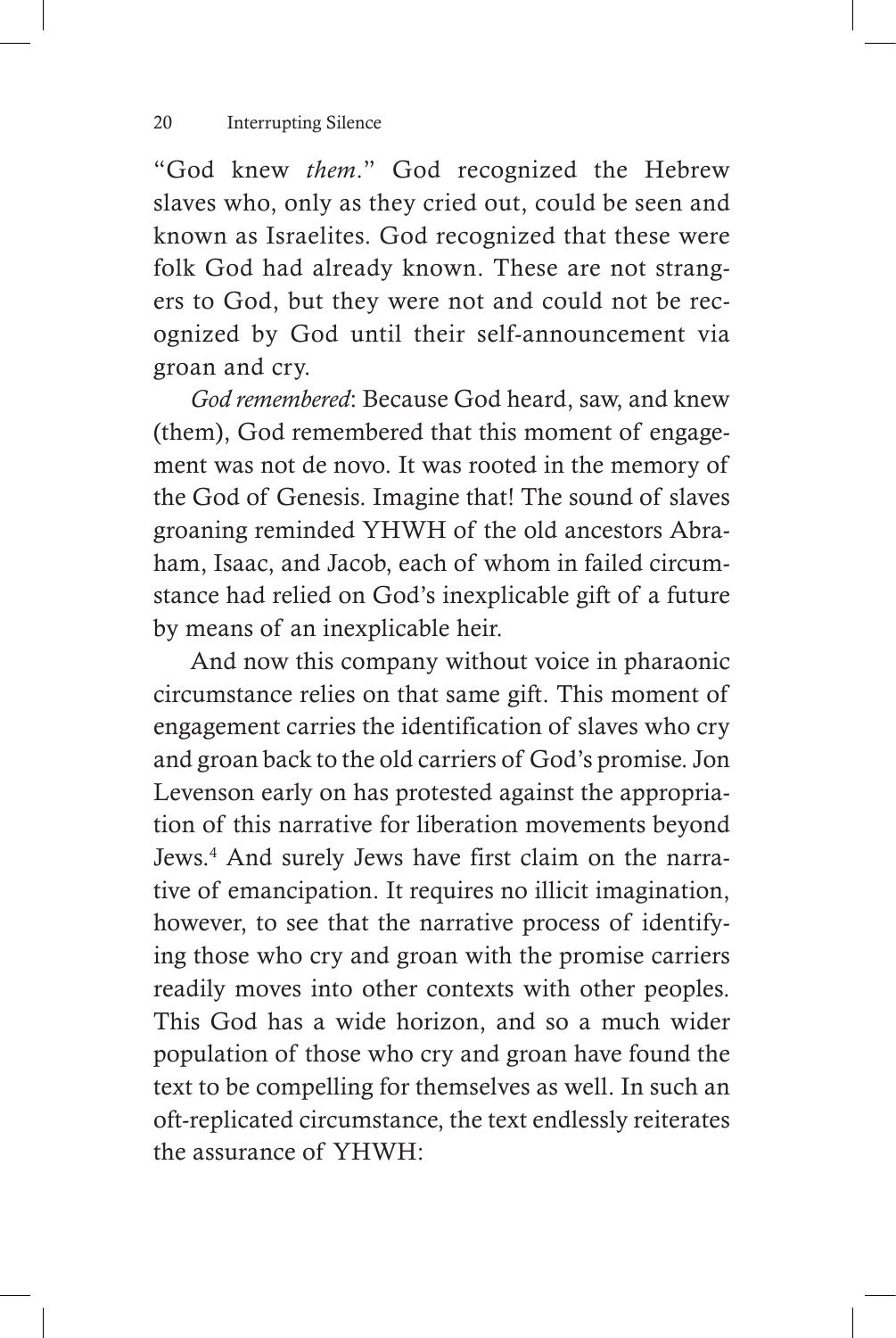"God knew *them*." God recognized the Hebrew slaves who, only as they cried out, could be seen and known as Israelites. God recognized that these were folk God had already known. These are not strangers to God, but they were not and could not be recognized by God until their self-announcement via groan and cry.

*God remembered*: Because God heard, saw, and knew (them), God remembered that this moment of engagement was not de novo. It was rooted in the memory of the God of Genesis. Imagine that! The sound of slaves groaning reminded YHWH of the old ancestors Abraham, Isaac, and Jacob, each of whom in failed circumstance had relied on God's inexplicable gift of a future by means of an inexplicable heir.

And now this company without voice in pharaonic circumstance relies on that same gift. This moment of engagement carries the identification of slaves who cry and groan back to the old carriers of God's promise. Jon Levenson early on has protested against the appropriation of this narrative for liberation movements beyond Jews.[4] And surely Jews have first claim on the narrative of emancipation. It requires no illicit imagination, however, to see that the narrative process of identifying those who cry and groan with the promise carriers readily moves into other contexts with other peoples. This God has a wide horizon, and so a much wider population of those who cry and groan have found the text to be compelling for themselves as well. In such an oft-replicated circumstance, the text endlessly reiterates the assurance of YHWH: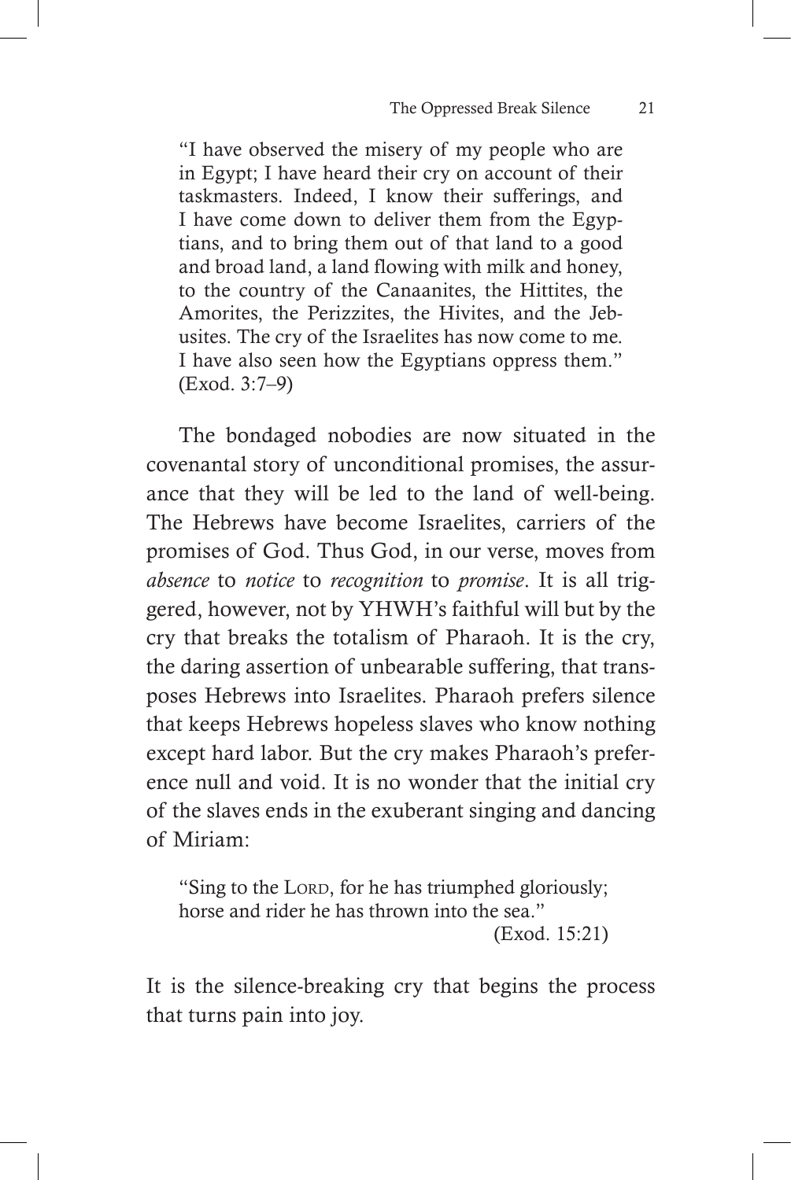> "I have observed the misery of my people who are in Egypt; I have heard their cry on account of their taskmasters. Indeed, I know their sufferings, and I have come down to deliver them from the Egyptians, and to bring them out of that land to a good and broad land, a land flowing with milk and honey, to the country of the Canaanites, the Hittites, the Amorites, the Perizzites, the Hivites, and the Jebusites. The cry of the Israelites has now come to me. I have also seen how the Egyptians oppress them." (Exod. 3:7–9)

The bondaged nobodies are now situated in the covenantal story of unconditional promises, the assurance that they will be led to the land of well-being. The Hebrews have become Israelites, carriers of the promises of God. Thus God, in our verse, moves from *absence* to *notice* to *recognition* to *promise*. It is all triggered, however, not by YHWH's faithful will but by the cry that breaks the totalism of Pharaoh. It is the cry, the daring assertion of unbearable suffering, that transposes Hebrews into Israelites. Pharaoh prefers silence that keeps Hebrews hopeless slaves who know nothing except hard labor. But the cry makes Pharaoh's preference null and void. It is no wonder that the initial cry of the slaves ends in the exuberant singing and dancing of Miriam:

> "Sing to the Lord, for he has triumphed gloriously;
> horse and rider he has thrown into the sea."
> (Exod. 15:21)

It is the silence-breaking cry that begins the process that turns pain into joy.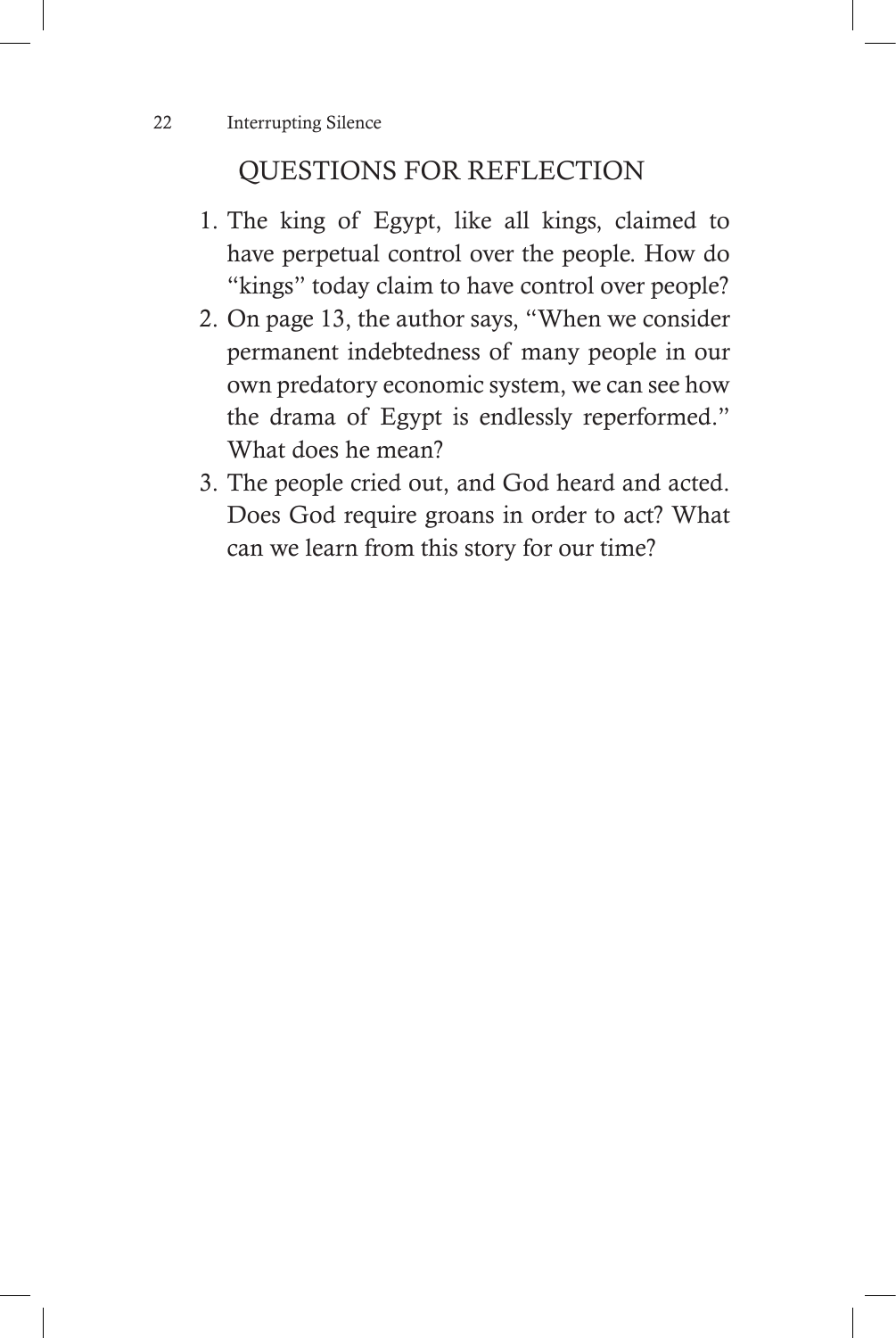## QUESTIONS FOR REFLECTION

1. The king of Egypt, like all kings, claimed to have perpetual control over the people. How do "kings" today claim to have control over people?
2. On page 13, the author says, "When we consider permanent indebtedness of many people in our own predatory economic system, we can see how the drama of Egypt is endlessly reperformed." What does he mean?
3. The people cried out, and God heard and acted. Does God require groans in order to act? What can we learn from this story for our time?